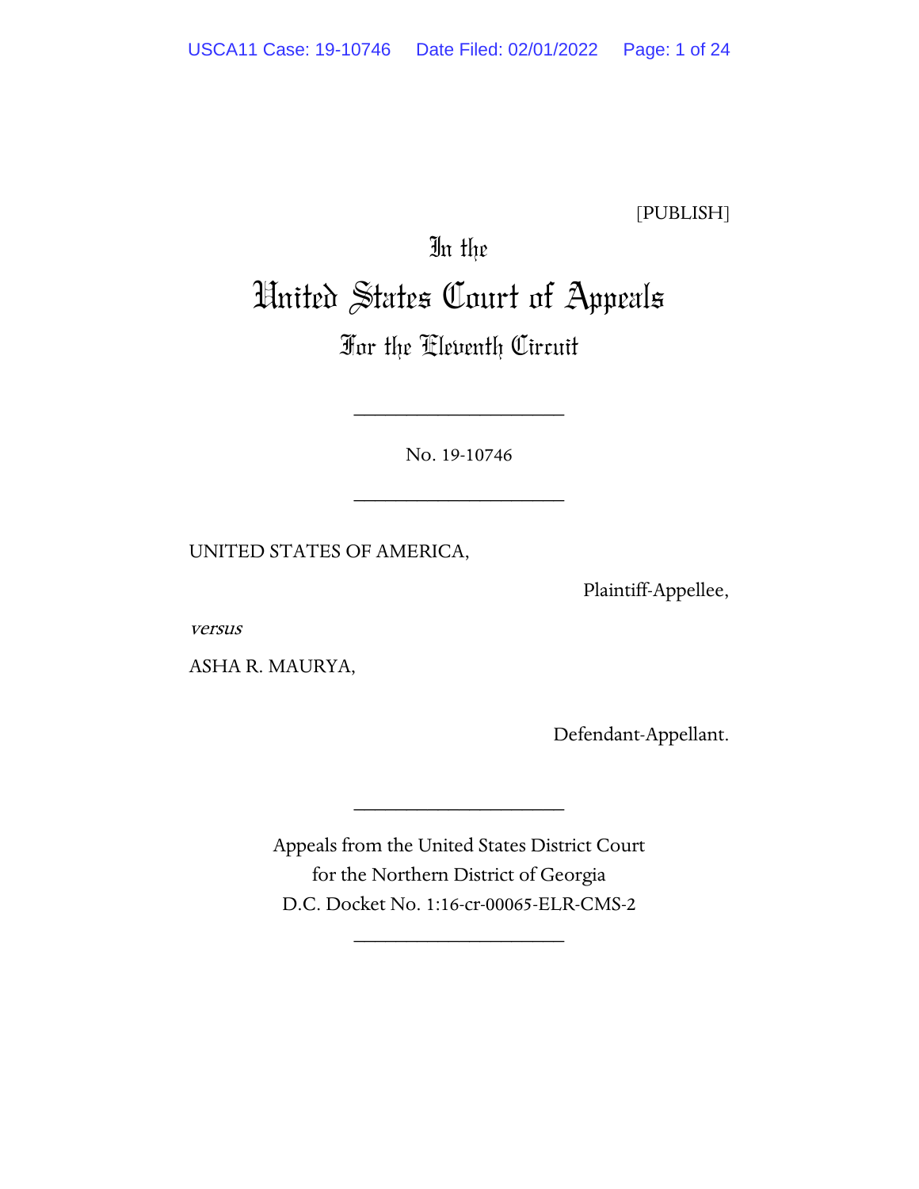[PUBLISH]

In the

# United States Court of Appeals

## For the Eleventh Circuit

---

No. 19-10746

---

UNITED STATES OF AMERICA,

Plaintiff-Appellee,

*versus*

ASHA R. MAURYA,

Defendant-Appellant.

---

Appeals from the United States District Court
for the Northern District of Georgia
D.C. Docket No. 1:16-cr-00065-ELR-CMS-2

---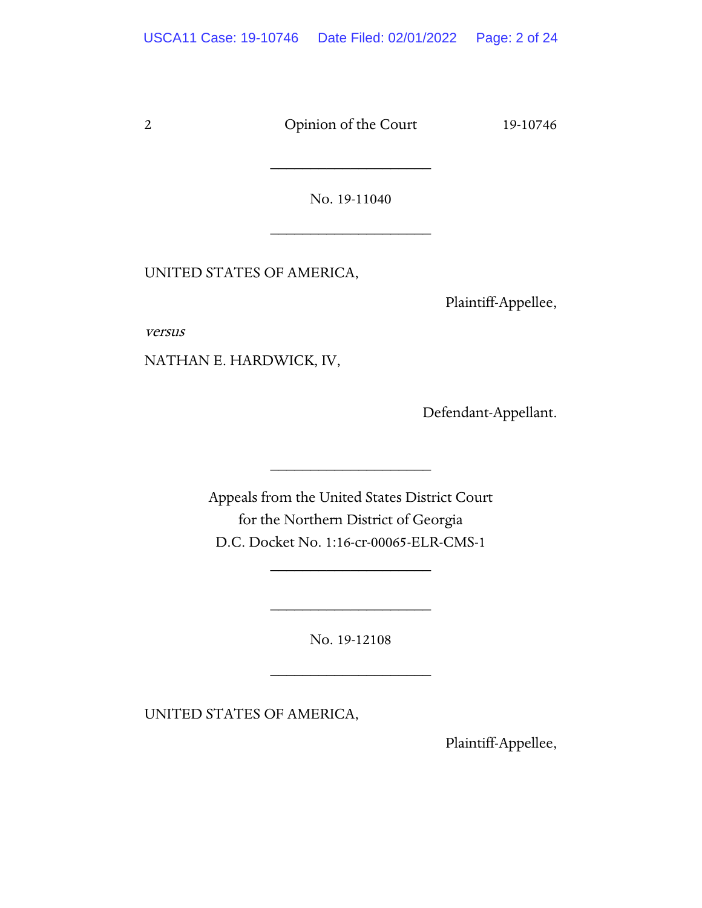---

No. 19-11040

---

UNITED STATES OF AMERICA,

Plaintiff-Appellee,

*versus*

NATHAN E. HARDWICK, IV,

Defendant-Appellant.

---

Appeals from the United States District Court
for the Northern District of Georgia
D.C. Docket No. 1:16-cr-00065-ELR-CMS-1

---

---

No. 19-12108

---

UNITED STATES OF AMERICA,

Plaintiff-Appellee,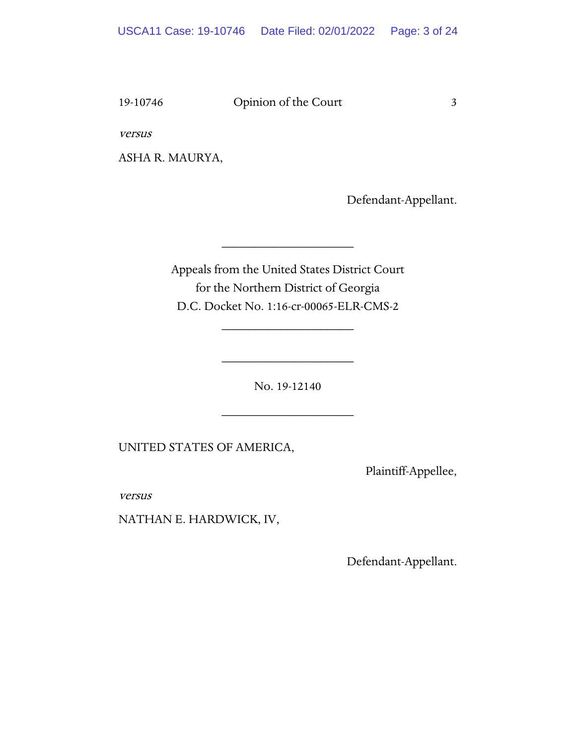*versus*

ASHA R. MAURYA,

Defendant-Appellant.

---

Appeals from the United States District Court
for the Northern District of Georgia
D.C. Docket No. 1:16-cr-00065-ELR-CMS-2

---

---

No. 19-12140

---

UNITED STATES OF AMERICA,

Plaintiff-Appellee,

*versus*

NATHAN E. HARDWICK, IV,

Defendant-Appellant.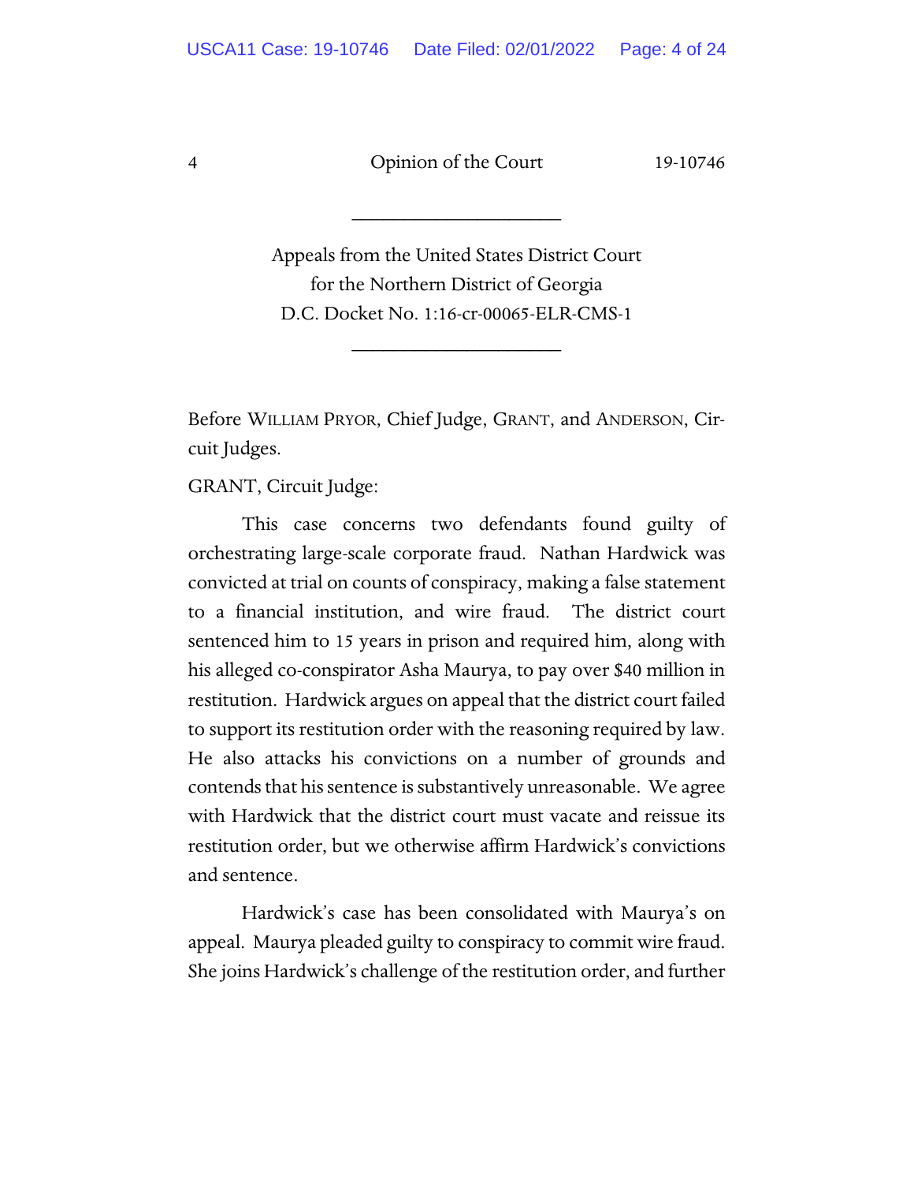---

Appeals from the United States District Court
for the Northern District of Georgia
D.C. Docket No. 1:16-cr-00065-ELR-CMS-1

---

Before WILLIAM PRYOR, Chief Judge, GRANT, and ANDERSON, Circuit Judges.

GRANT, Circuit Judge:

This case concerns two defendants found guilty of orchestrating large-scale corporate fraud. Nathan Hardwick was convicted at trial on counts of conspiracy, making a false statement to a financial institution, and wire fraud. The district court sentenced him to 15 years in prison and required him, along with his alleged co-conspirator Asha Maurya, to pay over $40 million in restitution. Hardwick argues on appeal that the district court failed to support its restitution order with the reasoning required by law. He also attacks his convictions on a number of grounds and contends that his sentence is substantively unreasonable. We agree with Hardwick that the district court must vacate and reissue its restitution order, but we otherwise affirm Hardwick's convictions and sentence.

Hardwick's case has been consolidated with Maurya's on appeal. Maurya pleaded guilty to conspiracy to commit wire fraud. She joins Hardwick's challenge of the restitution order, and further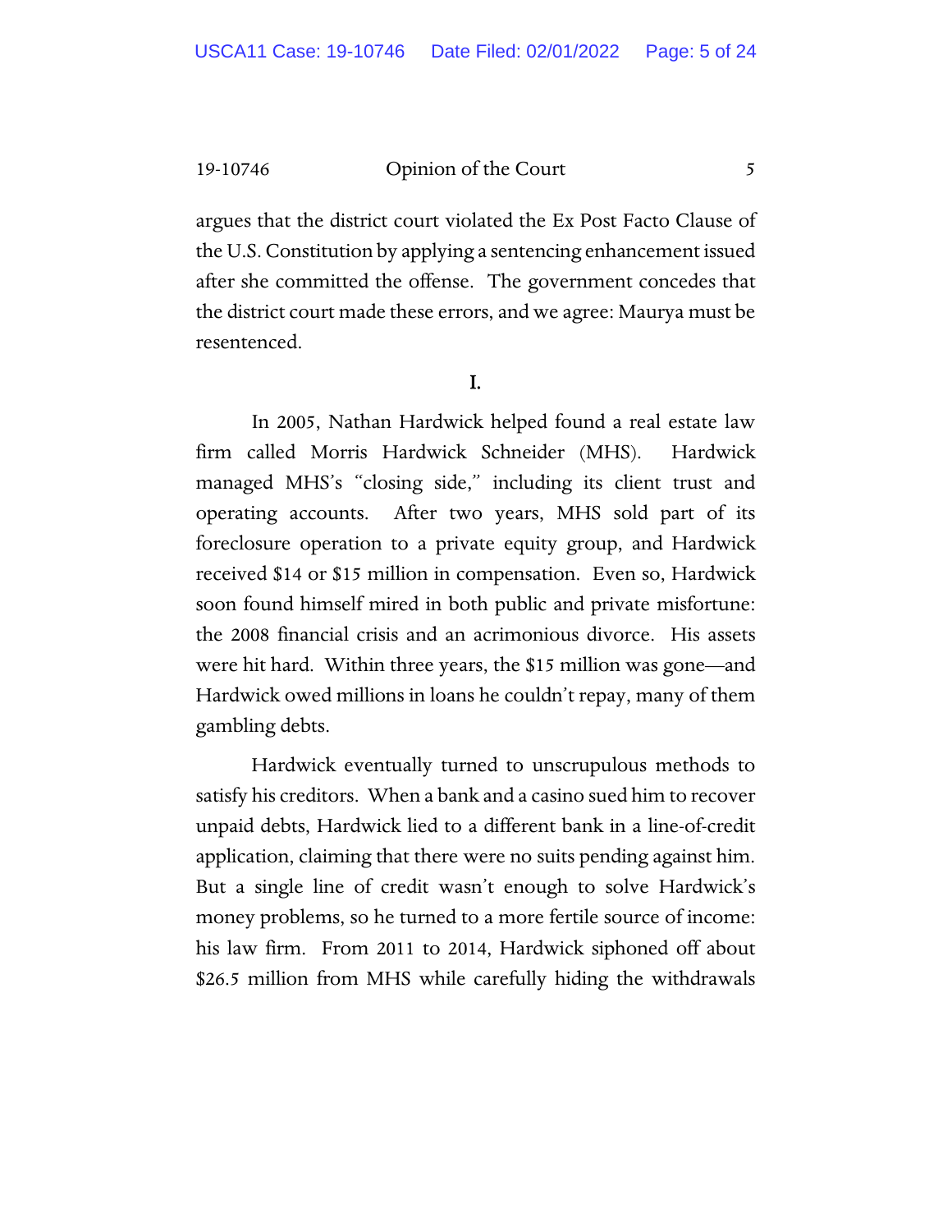argues that the district court violated the Ex Post Facto Clause of the U.S. Constitution by applying a sentencing enhancement issued after she committed the offense. The government concedes that the district court made these errors, and we agree: Maurya must be resentenced.

## I.

In 2005, Nathan Hardwick helped found a real estate law firm called Morris Hardwick Schneider (MHS). Hardwick managed MHS's "closing side," including its client trust and operating accounts. After two years, MHS sold part of its foreclosure operation to a private equity group, and Hardwick received $14 or $15 million in compensation. Even so, Hardwick soon found himself mired in both public and private misfortune: the 2008 financial crisis and an acrimonious divorce. His assets were hit hard. Within three years, the $15 million was gone—and Hardwick owed millions in loans he couldn't repay, many of them gambling debts.

Hardwick eventually turned to unscrupulous methods to satisfy his creditors. When a bank and a casino sued him to recover unpaid debts, Hardwick lied to a different bank in a line-of-credit application, claiming that there were no suits pending against him. But a single line of credit wasn't enough to solve Hardwick's money problems, so he turned to a more fertile source of income: his law firm. From 2011 to 2014, Hardwick siphoned off about $26.5 million from MHS while carefully hiding the withdrawals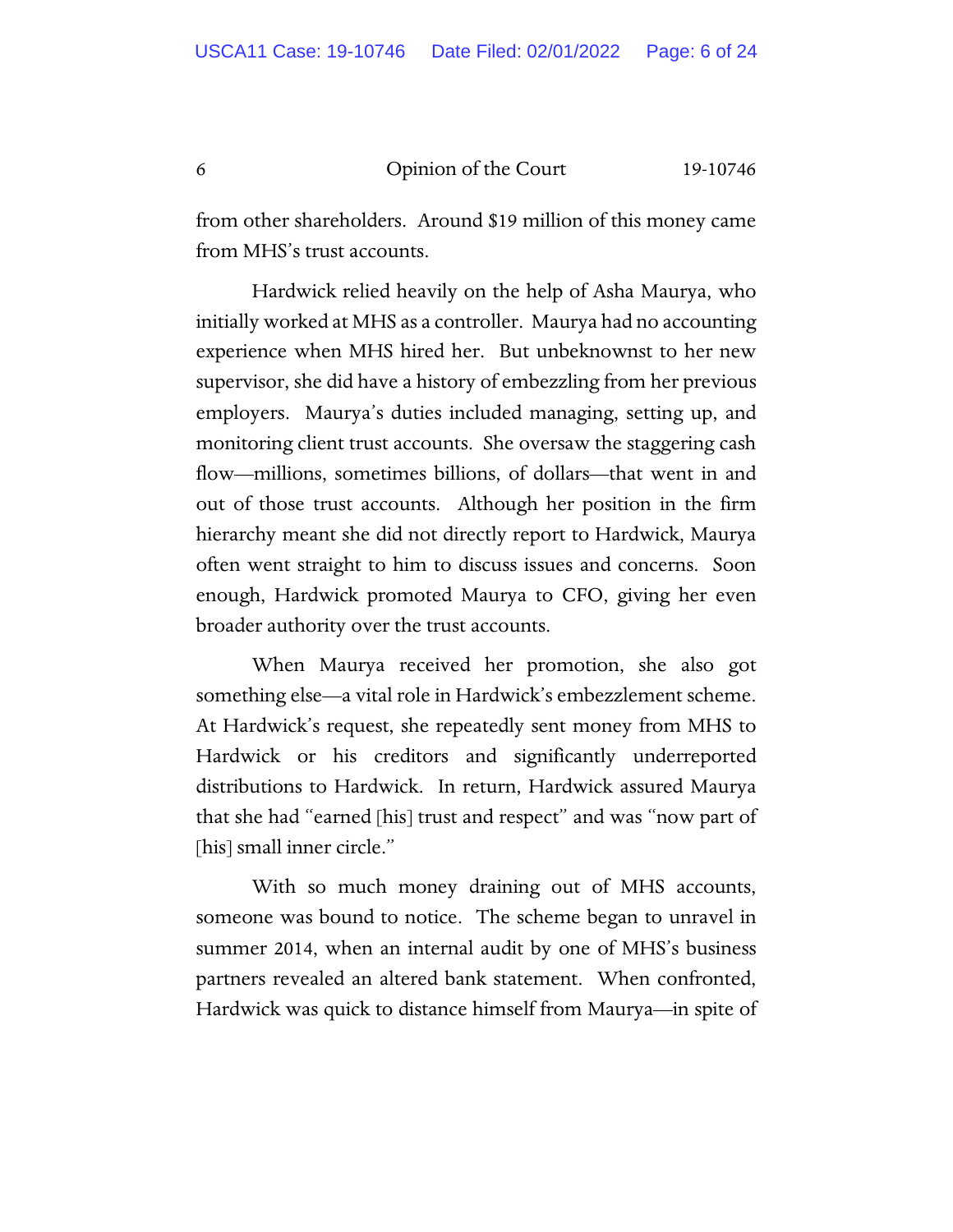from other shareholders. Around $19 million of this money came from MHS's trust accounts.

Hardwick relied heavily on the help of Asha Maurya, who initially worked at MHS as a controller. Maurya had no accounting experience when MHS hired her. But unbeknownst to her new supervisor, she did have a history of embezzling from her previous employers. Maurya's duties included managing, setting up, and monitoring client trust accounts. She oversaw the staggering cash flow—millions, sometimes billions, of dollars—that went in and out of those trust accounts. Although her position in the firm hierarchy meant she did not directly report to Hardwick, Maurya often went straight to him to discuss issues and concerns. Soon enough, Hardwick promoted Maurya to CFO, giving her even broader authority over the trust accounts.

When Maurya received her promotion, she also got something else—a vital role in Hardwick's embezzlement scheme. At Hardwick's request, she repeatedly sent money from MHS to Hardwick or his creditors and significantly underreported distributions to Hardwick. In return, Hardwick assured Maurya that she had "earned [his] trust and respect" and was "now part of [his] small inner circle."

With so much money draining out of MHS accounts, someone was bound to notice. The scheme began to unravel in summer 2014, when an internal audit by one of MHS's business partners revealed an altered bank statement. When confronted, Hardwick was quick to distance himself from Maurya—in spite of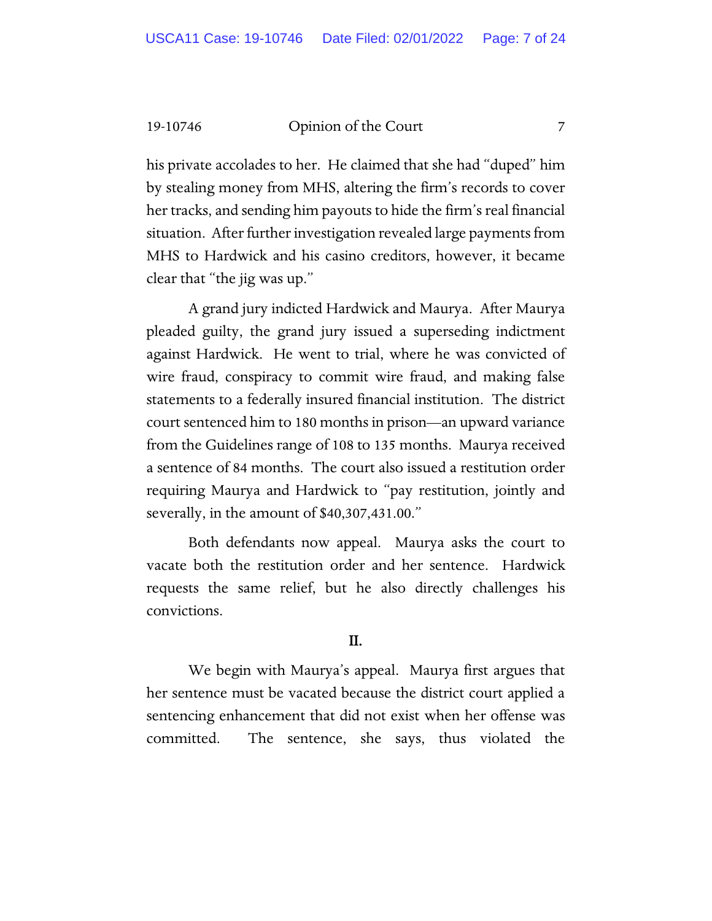his private accolades to her. He claimed that she had "duped" him by stealing money from MHS, altering the firm's records to cover her tracks, and sending him payouts to hide the firm's real financial situation. After further investigation revealed large payments from MHS to Hardwick and his casino creditors, however, it became clear that "the jig was up."

A grand jury indicted Hardwick and Maurya. After Maurya pleaded guilty, the grand jury issued a superseding indictment against Hardwick. He went to trial, where he was convicted of wire fraud, conspiracy to commit wire fraud, and making false statements to a federally insured financial institution. The district court sentenced him to 180 months in prison—an upward variance from the Guidelines range of 108 to 135 months. Maurya received a sentence of 84 months. The court also issued a restitution order requiring Maurya and Hardwick to "pay restitution, jointly and severally, in the amount of $40,307,431.00."

Both defendants now appeal. Maurya asks the court to vacate both the restitution order and her sentence. Hardwick requests the same relief, but he also directly challenges his convictions.

## II.

We begin with Maurya's appeal. Maurya first argues that her sentence must be vacated because the district court applied a sentencing enhancement that did not exist when her offense was committed. The sentence, she says, thus violated the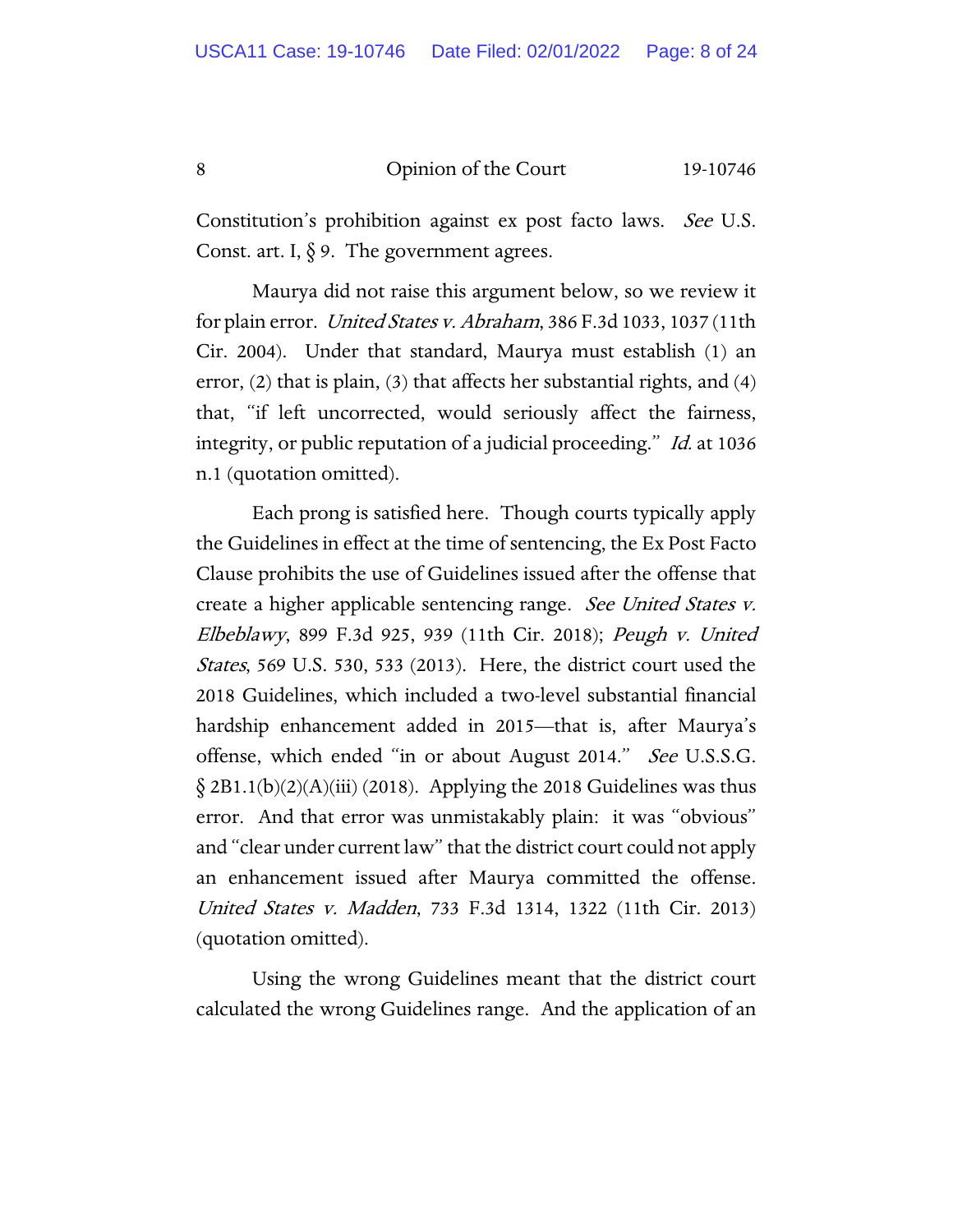Constitution's prohibition against ex post facto laws. *See* U.S. Const. art. I, § 9. The government agrees.

Maurya did not raise this argument below, so we review it for plain error. *United States v. Abraham*, 386 F.3d 1033, 1037 (11th Cir. 2004). Under that standard, Maurya must establish (1) an error, (2) that is plain, (3) that affects her substantial rights, and (4) that, "if left uncorrected, would seriously affect the fairness, integrity, or public reputation of a judicial proceeding." *Id.* at 1036 n.1 (quotation omitted).

Each prong is satisfied here. Though courts typically apply the Guidelines in effect at the time of sentencing, the Ex Post Facto Clause prohibits the use of Guidelines issued after the offense that create a higher applicable sentencing range. *See United States v. Elbeblawy*, 899 F.3d 925, 939 (11th Cir. 2018); *Peugh v. United States*, 569 U.S. 530, 533 (2013). Here, the district court used the 2018 Guidelines, which included a two-level substantial financial hardship enhancement added in 2015—that is, after Maurya's offense, which ended "in or about August 2014." *See* U.S.S.G. § 2B1.1(b)(2)(A)(iii) (2018). Applying the 2018 Guidelines was thus error. And that error was unmistakably plain: it was "obvious" and "clear under current law" that the district court could not apply an enhancement issued after Maurya committed the offense. *United States v. Madden*, 733 F.3d 1314, 1322 (11th Cir. 2013) (quotation omitted).

Using the wrong Guidelines meant that the district court calculated the wrong Guidelines range. And the application of an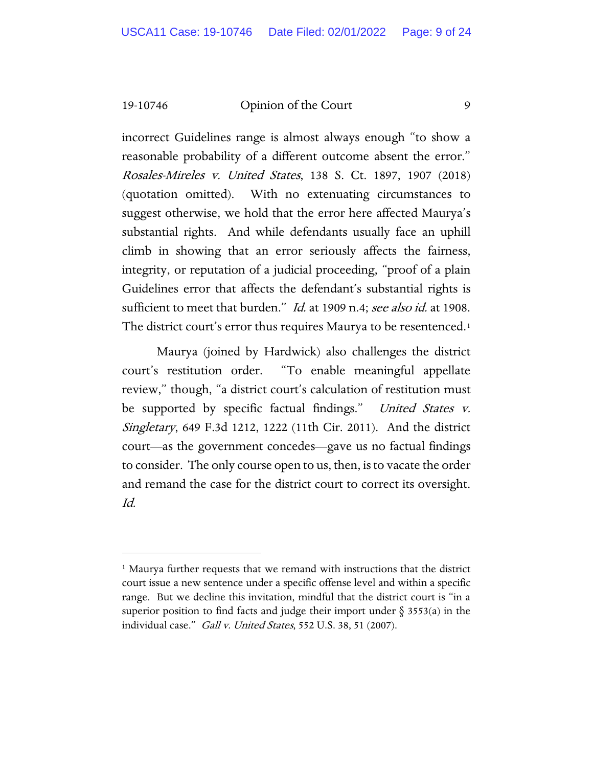incorrect Guidelines range is almost always enough "to show a reasonable probability of a different outcome absent the error." *Rosales-Mireles v. United States*, 138 S. Ct. 1897, 1907 (2018) (quotation omitted). With no extenuating circumstances to suggest otherwise, we hold that the error here affected Maurya's substantial rights. And while defendants usually face an uphill climb in showing that an error seriously affects the fairness, integrity, or reputation of a judicial proceeding, "proof of a plain Guidelines error that affects the defendant's substantial rights is sufficient to meet that burden." *Id.* at 1909 n.4; *see also id.* at 1908. The district court's error thus requires Maurya to be resentenced.[1]

Maurya (joined by Hardwick) also challenges the district court's restitution order. "To enable meaningful appellate review," though, "a district court's calculation of restitution must be supported by specific factual findings." *United States v. Singletary*, 649 F.3d 1212, 1222 (11th Cir. 2011). And the district court—as the government concedes—gave us no factual findings to consider. The only course open to us, then, is to vacate the order and remand the case for the district court to correct its oversight. *Id.*

---

[1] Maurya further requests that we remand with instructions that the district court issue a new sentence under a specific offense level and within a specific range. But we decline this invitation, mindful that the district court is "in a superior position to find facts and judge their import under § 3553(a) in the individual case." *Gall v. United States*, 552 U.S. 38, 51 (2007).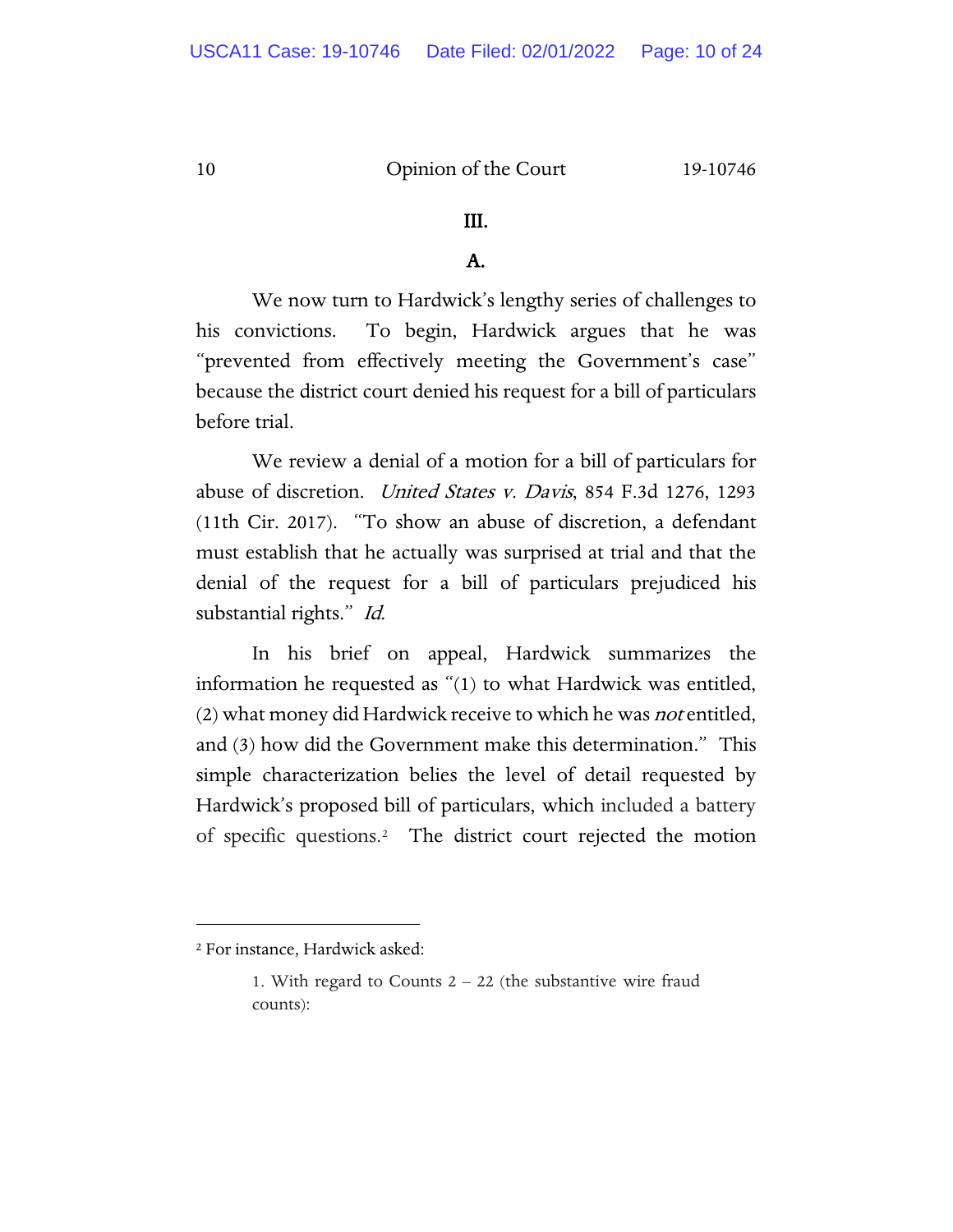### III.

### A.

We now turn to Hardwick's lengthy series of challenges to his convictions. To begin, Hardwick argues that he was "prevented from effectively meeting the Government's case" because the district court denied his request for a bill of particulars before trial.

We review a denial of a motion for a bill of particulars for abuse of discretion. *United States v. Davis*, 854 F.3d 1276, 1293 (11th Cir. 2017). "To show an abuse of discretion, a defendant must establish that he actually was surprised at trial and that the denial of the request for a bill of particulars prejudiced his substantial rights." *Id.*

In his brief on appeal, Hardwick summarizes the information he requested as "(1) to what Hardwick was entitled, (2) what money did Hardwick receive to which he was *not* entitled, and (3) how did the Government make this determination." This simple characterization belies the level of detail requested by Hardwick's proposed bill of particulars, which included a battery of specific questions.[2] The district court rejected the motion

---

[2] For instance, Hardwick asked:

> 1. With regard to Counts 2 – 22 (the substantive wire fraud counts):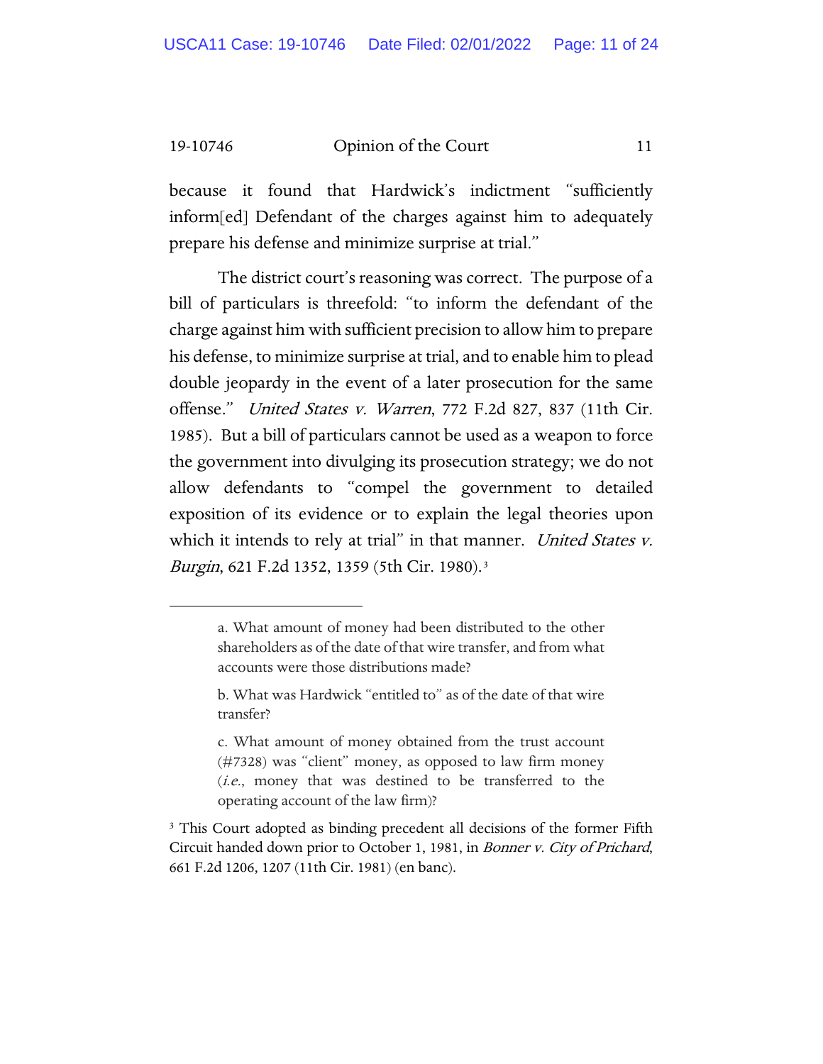because it found that Hardwick's indictment "sufficiently inform[ed] Defendant of the charges against him to adequately prepare his defense and minimize surprise at trial."

The district court's reasoning was correct. The purpose of a bill of particulars is threefold: "to inform the defendant of the charge against him with sufficient precision to allow him to prepare his defense, to minimize surprise at trial, and to enable him to plead double jeopardy in the event of a later prosecution for the same offense." *United States v. Warren*, 772 F.2d 827, 837 (11th Cir. 1985). But a bill of particulars cannot be used as a weapon to force the government into divulging its prosecution strategy; we do not allow defendants to "compel the government to detailed exposition of its evidence or to explain the legal theories upon which it intends to rely at trial" in that manner. *United States v. Burgin*, 621 F.2d 1352, 1359 (5th Cir. 1980).[3]

---

> a. What amount of money had been distributed to the other shareholders as of the date of that wire transfer, and from what accounts were those distributions made?
>
> b. What was Hardwick "entitled to" as of the date of that wire transfer?
>
> c. What amount of money obtained from the trust account (#7328) was "client" money, as opposed to law firm money (*i.e.*, money that was destined to be transferred to the operating account of the law firm)?

[3] This Court adopted as binding precedent all decisions of the former Fifth Circuit handed down prior to October 1, 1981, in *Bonner v. City of Prichard*, 661 F.2d 1206, 1207 (11th Cir. 1981) (en banc).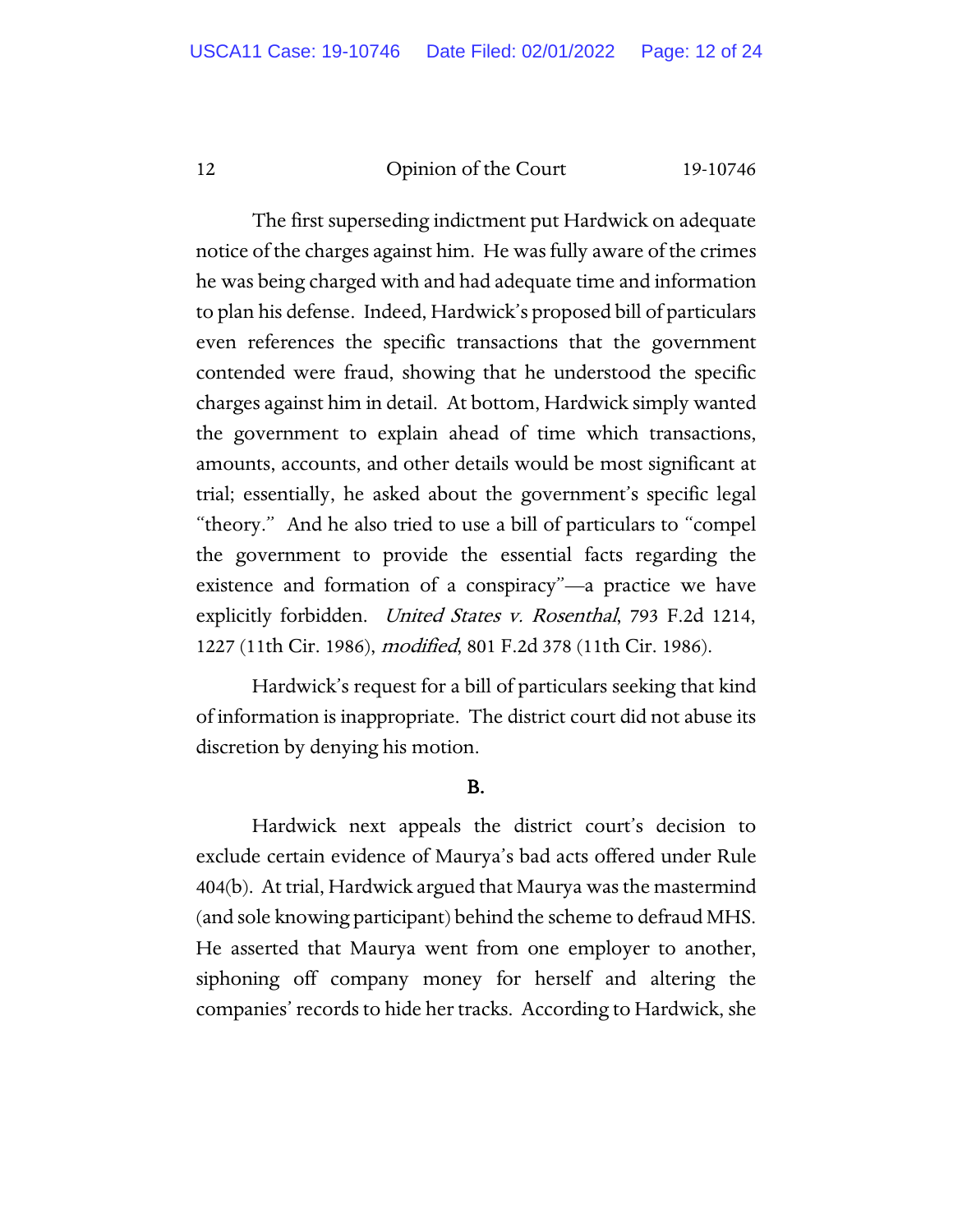The first superseding indictment put Hardwick on adequate notice of the charges against him. He was fully aware of the crimes he was being charged with and had adequate time and information to plan his defense. Indeed, Hardwick's proposed bill of particulars even references the specific transactions that the government contended were fraud, showing that he understood the specific charges against him in detail. At bottom, Hardwick simply wanted the government to explain ahead of time which transactions, amounts, accounts, and other details would be most significant at trial; essentially, he asked about the government's specific legal "theory." And he also tried to use a bill of particulars to "compel the government to provide the essential facts regarding the existence and formation of a conspiracy"—a practice we have explicitly forbidden. *United States v. Rosenthal*, 793 F.2d 1214, 1227 (11th Cir. 1986), *modified*, 801 F.2d 378 (11th Cir. 1986).

Hardwick's request for a bill of particulars seeking that kind of information is inappropriate. The district court did not abuse its discretion by denying his motion.

**B.**

Hardwick next appeals the district court's decision to exclude certain evidence of Maurya's bad acts offered under Rule 404(b). At trial, Hardwick argued that Maurya was the mastermind (and sole knowing participant) behind the scheme to defraud MHS. He asserted that Maurya went from one employer to another, siphoning off company money for herself and altering the companies' records to hide her tracks. According to Hardwick, she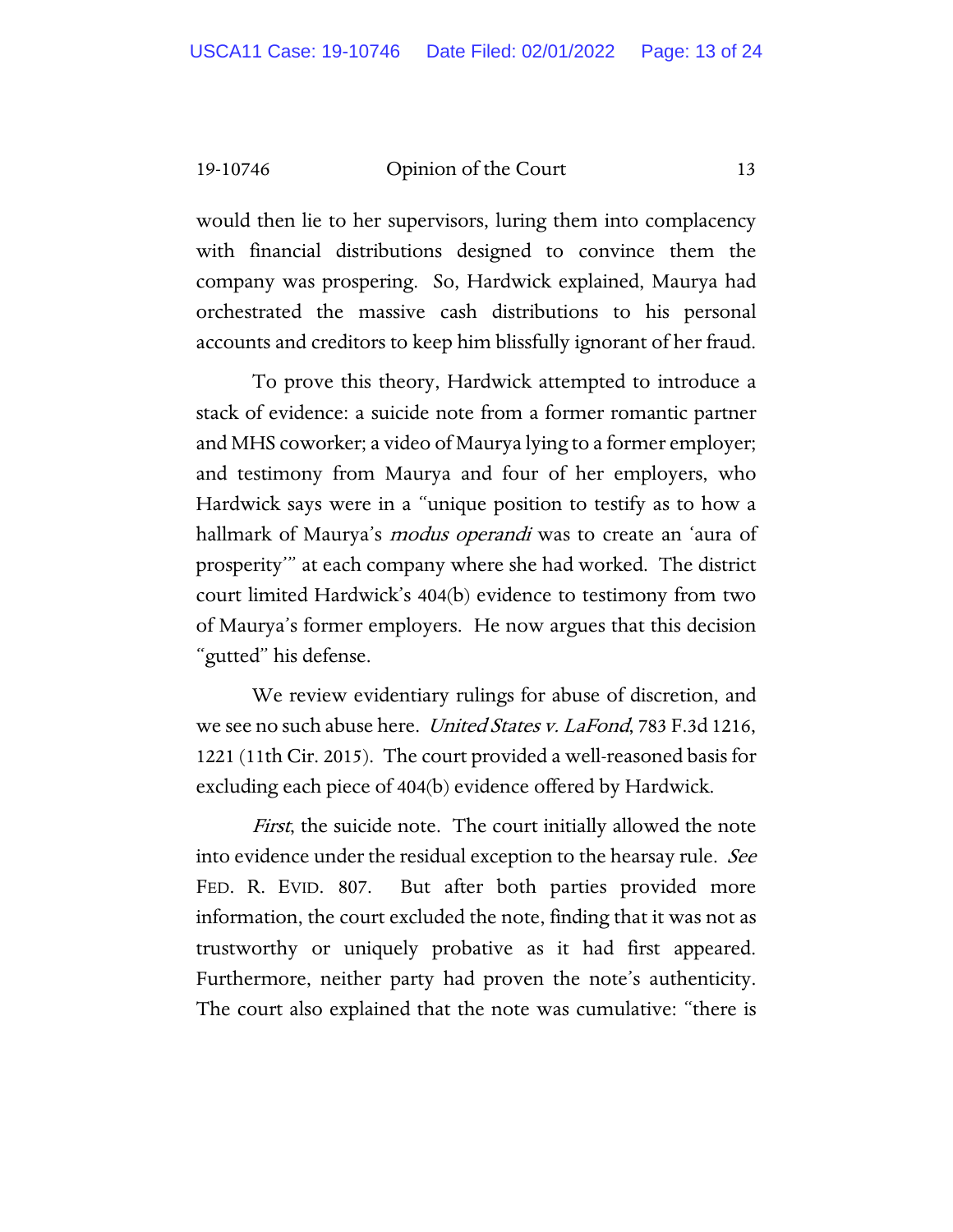would then lie to her supervisors, luring them into complacency with financial distributions designed to convince them the company was prospering. So, Hardwick explained, Maurya had orchestrated the massive cash distributions to his personal accounts and creditors to keep him blissfully ignorant of her fraud.

To prove this theory, Hardwick attempted to introduce a stack of evidence: a suicide note from a former romantic partner and MHS coworker; a video of Maurya lying to a former employer; and testimony from Maurya and four of her employers, who Hardwick says were in a "unique position to testify as to how a hallmark of Maurya's *modus operandi* was to create an 'aura of prosperity'" at each company where she had worked. The district court limited Hardwick's 404(b) evidence to testimony from two of Maurya's former employers. He now argues that this decision "gutted" his defense.

We review evidentiary rulings for abuse of discretion, and we see no such abuse here. *United States v. LaFond*, 783 F.3d 1216, 1221 (11th Cir. 2015). The court provided a well-reasoned basis for excluding each piece of 404(b) evidence offered by Hardwick.

*First*, the suicide note. The court initially allowed the note into evidence under the residual exception to the hearsay rule. *See* FED. R. EVID. 807. But after both parties provided more information, the court excluded the note, finding that it was not as trustworthy or uniquely probative as it had first appeared. Furthermore, neither party had proven the note's authenticity. The court also explained that the note was cumulative: "there is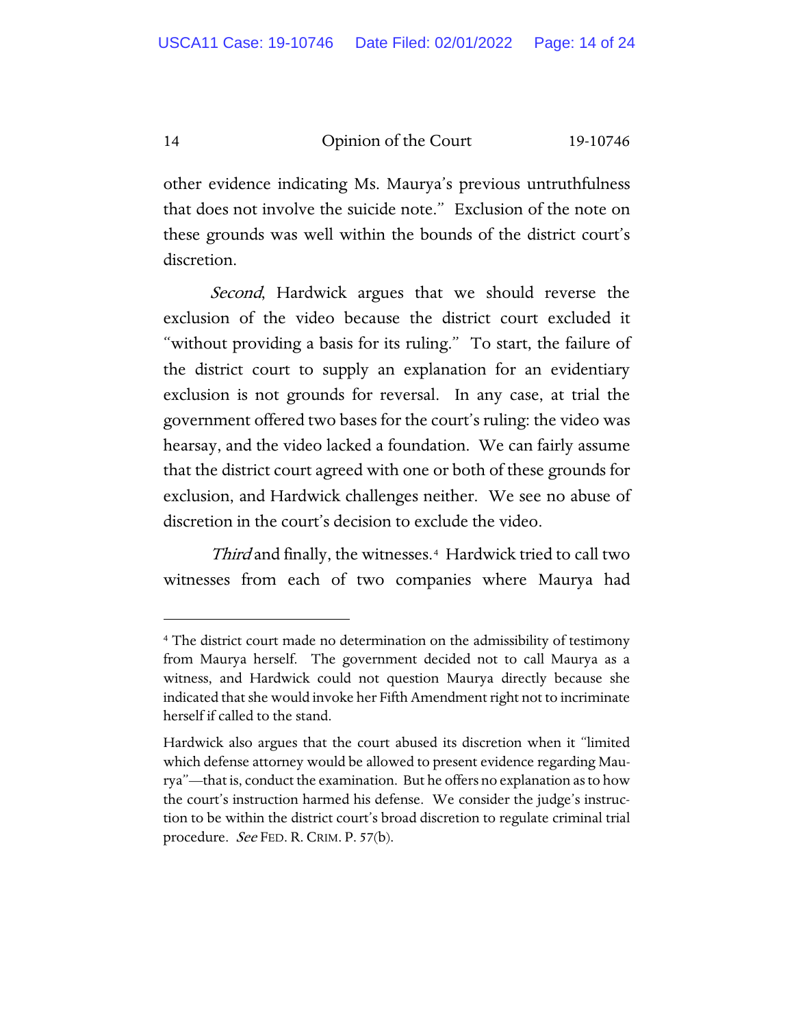other evidence indicating Ms. Maurya's previous untruthfulness that does not involve the suicide note." Exclusion of the note on these grounds was well within the bounds of the district court's discretion.

*Second*, Hardwick argues that we should reverse the exclusion of the video because the district court excluded it "without providing a basis for its ruling." To start, the failure of the district court to supply an explanation for an evidentiary exclusion is not grounds for reversal. In any case, at trial the government offered two bases for the court's ruling: the video was hearsay, and the video lacked a foundation. We can fairly assume that the district court agreed with one or both of these grounds for exclusion, and Hardwick challenges neither. We see no abuse of discretion in the court's decision to exclude the video.

*Third* and finally, the witnesses.[4] Hardwick tried to call two witnesses from each of two companies where Maurya had

---

[4] The district court made no determination on the admissibility of testimony from Maurya herself. The government decided not to call Maurya as a witness, and Hardwick could not question Maurya directly because she indicated that she would invoke her Fifth Amendment right not to incriminate herself if called to the stand.

Hardwick also argues that the court abused its discretion when it "limited which defense attorney would be allowed to present evidence regarding Maurya"—that is, conduct the examination. But he offers no explanation as to how the court's instruction harmed his defense. We consider the judge's instruction to be within the district court's broad discretion to regulate criminal trial procedure. *See* FED. R. CRIM. P. 57(b).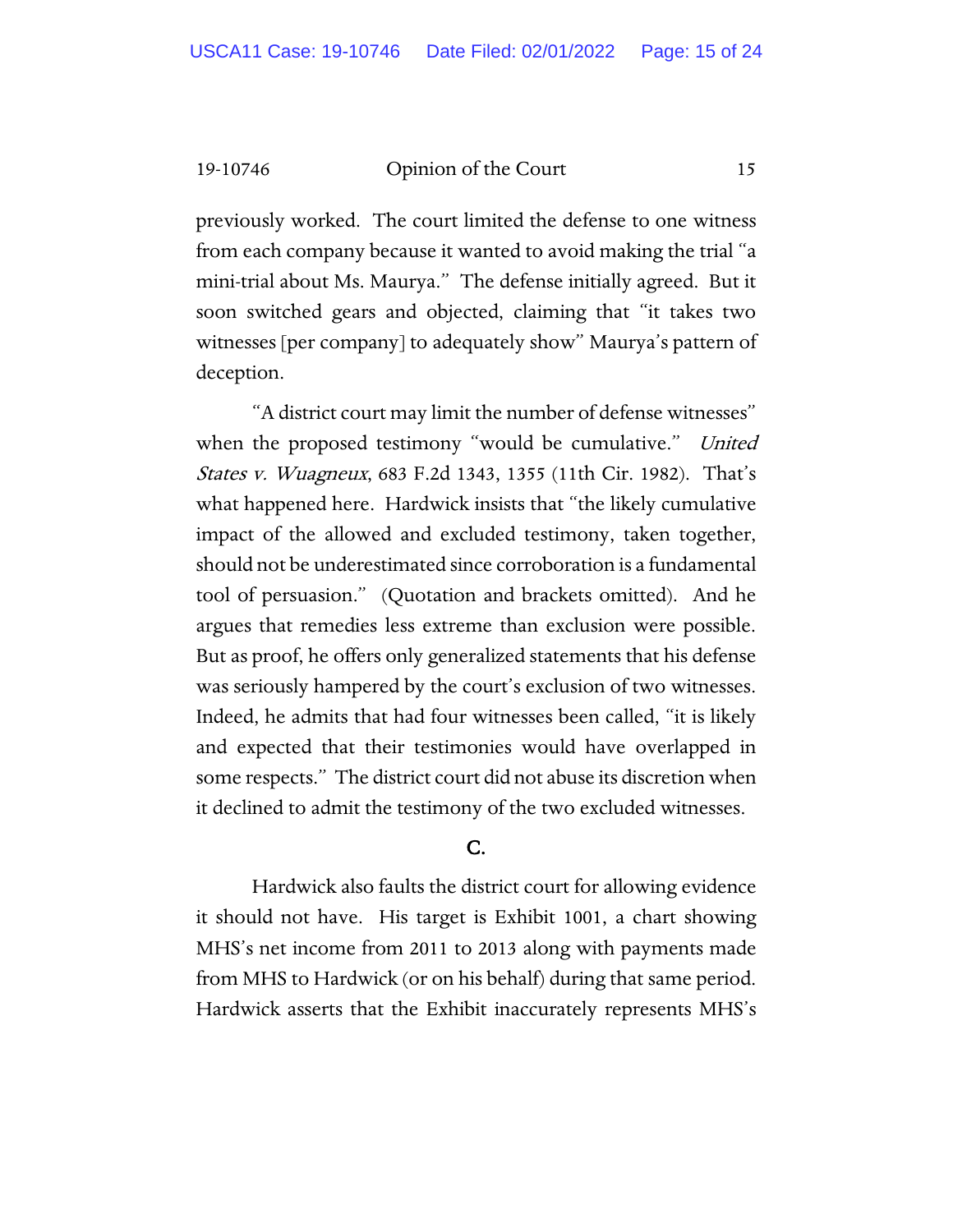previously worked. The court limited the defense to one witness from each company because it wanted to avoid making the trial "a mini-trial about Ms. Maurya." The defense initially agreed. But it soon switched gears and objected, claiming that "it takes two witnesses [per company] to adequately show" Maurya's pattern of deception.

"A district court may limit the number of defense witnesses" when the proposed testimony "would be cumulative." *United States v. Wuagneux*, 683 F.2d 1343, 1355 (11th Cir. 1982). That's what happened here. Hardwick insists that "the likely cumulative impact of the allowed and excluded testimony, taken together, should not be underestimated since corroboration is a fundamental tool of persuasion." (Quotation and brackets omitted). And he argues that remedies less extreme than exclusion were possible. But as proof, he offers only generalized statements that his defense was seriously hampered by the court's exclusion of two witnesses. Indeed, he admits that had four witnesses been called, "it is likely and expected that their testimonies would have overlapped in some respects." The district court did not abuse its discretion when it declined to admit the testimony of the two excluded witnesses.

### C.

Hardwick also faults the district court for allowing evidence it should not have. His target is Exhibit 1001, a chart showing MHS's net income from 2011 to 2013 along with payments made from MHS to Hardwick (or on his behalf) during that same period. Hardwick asserts that the Exhibit inaccurately represents MHS's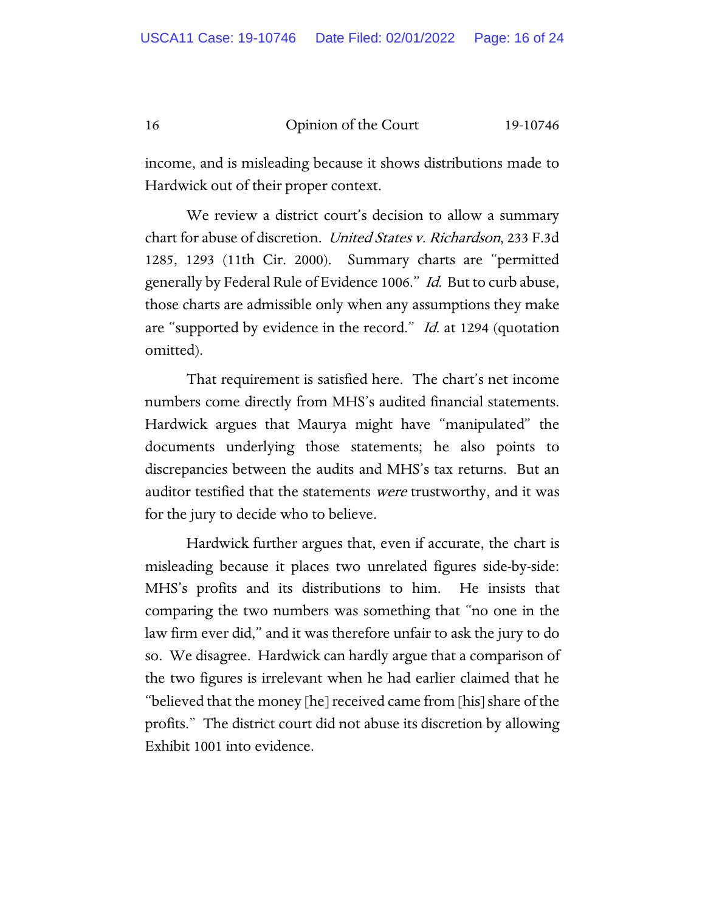income, and is misleading because it shows distributions made to Hardwick out of their proper context.

We review a district court's decision to allow a summary chart for abuse of discretion. *United States v. Richardson*, 233 F.3d 1285, 1293 (11th Cir. 2000). Summary charts are "permitted generally by Federal Rule of Evidence 1006." *Id.* But to curb abuse, those charts are admissible only when any assumptions they make are "supported by evidence in the record." *Id.* at 1294 (quotation omitted).

That requirement is satisfied here. The chart's net income numbers come directly from MHS's audited financial statements. Hardwick argues that Maurya might have "manipulated" the documents underlying those statements; he also points to discrepancies between the audits and MHS's tax returns. But an auditor testified that the statements *were* trustworthy, and it was for the jury to decide who to believe.

Hardwick further argues that, even if accurate, the chart is misleading because it places two unrelated figures side-by-side: MHS's profits and its distributions to him. He insists that comparing the two numbers was something that "no one in the law firm ever did," and it was therefore unfair to ask the jury to do so. We disagree. Hardwick can hardly argue that a comparison of the two figures is irrelevant when he had earlier claimed that he "believed that the money [he] received came from [his] share of the profits." The district court did not abuse its discretion by allowing Exhibit 1001 into evidence.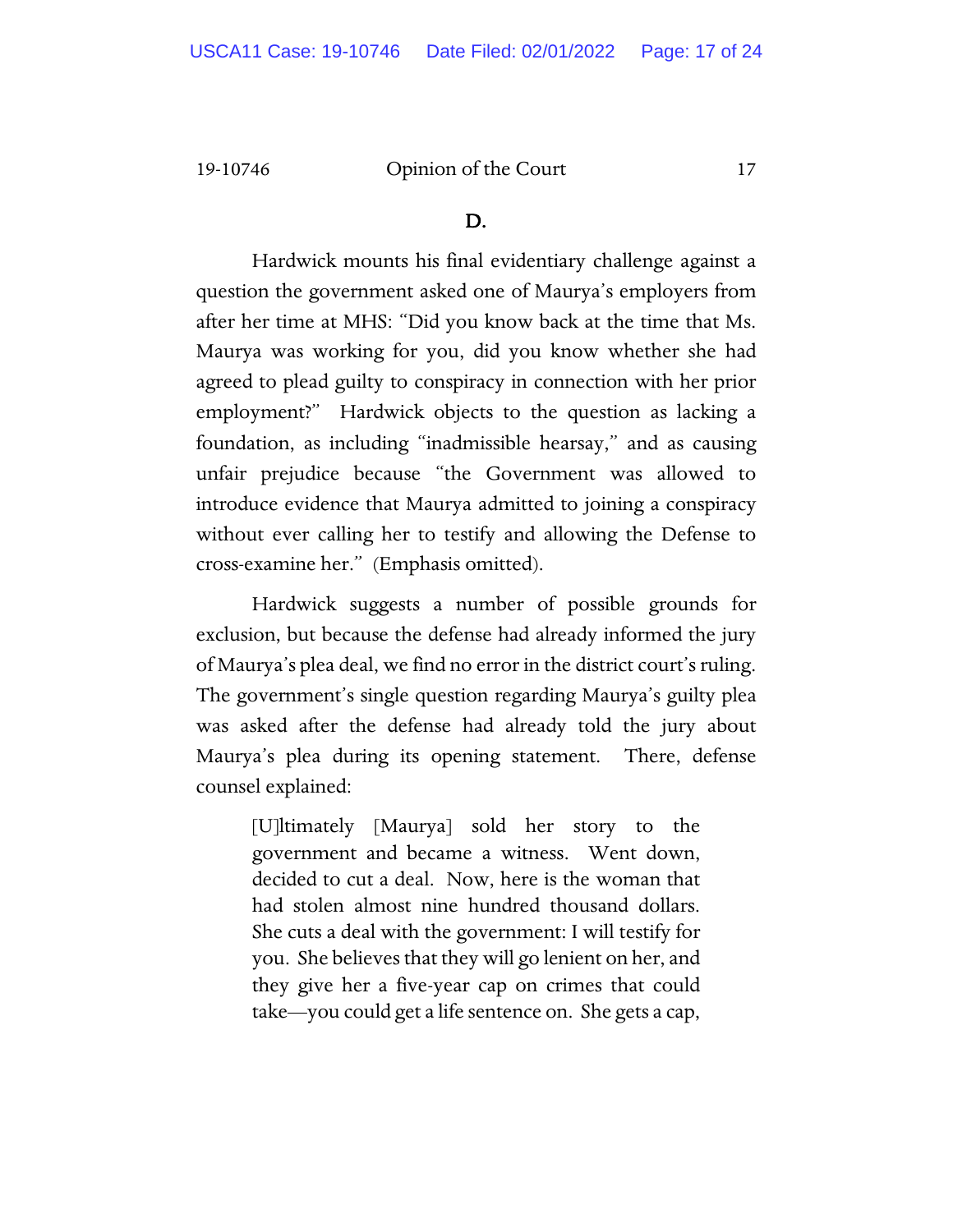### D.

Hardwick mounts his final evidentiary challenge against a question the government asked one of Maurya's employers from after her time at MHS: "Did you know back at the time that Ms. Maurya was working for you, did you know whether she had agreed to plead guilty to conspiracy in connection with her prior employment?" Hardwick objects to the question as lacking a foundation, as including "inadmissible hearsay," and as causing unfair prejudice because "the Government was allowed to introduce evidence that Maurya admitted to joining a conspiracy without ever calling her to testify and allowing the Defense to cross-examine her." (Emphasis omitted).

Hardwick suggests a number of possible grounds for exclusion, but because the defense had already informed the jury of Maurya's plea deal, we find no error in the district court's ruling. The government's single question regarding Maurya's guilty plea was asked after the defense had already told the jury about Maurya's plea during its opening statement. There, defense counsel explained:

> [U]ltimately [Maurya] sold her story to the government and became a witness. Went down, decided to cut a deal. Now, here is the woman that had stolen almost nine hundred thousand dollars. She cuts a deal with the government: I will testify for you. She believes that they will go lenient on her, and they give her a five-year cap on crimes that could take—you could get a life sentence on. She gets a cap,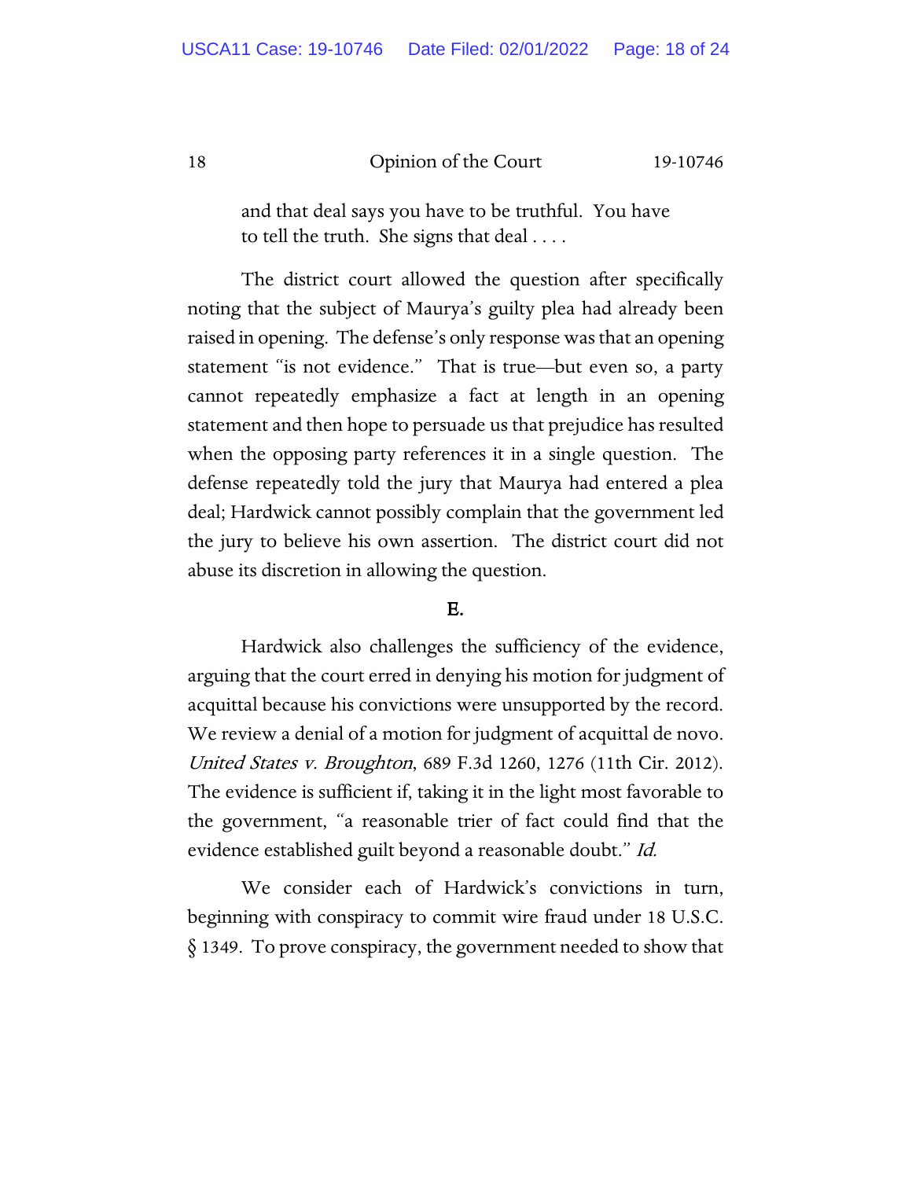> and that deal says you have to be truthful. You have to tell the truth. She signs that deal . . . .

The district court allowed the question after specifically noting that the subject of Maurya's guilty plea had already been raised in opening. The defense's only response was that an opening statement "is not evidence." That is true—but even so, a party cannot repeatedly emphasize a fact at length in an opening statement and then hope to persuade us that prejudice has resulted when the opposing party references it in a single question. The defense repeatedly told the jury that Maurya had entered a plea deal; Hardwick cannot possibly complain that the government led the jury to believe his own assertion. The district court did not abuse its discretion in allowing the question.

### E.

Hardwick also challenges the sufficiency of the evidence, arguing that the court erred in denying his motion for judgment of acquittal because his convictions were unsupported by the record. We review a denial of a motion for judgment of acquittal de novo. *United States v. Broughton*, 689 F.3d 1260, 1276 (11th Cir. 2012). The evidence is sufficient if, taking it in the light most favorable to the government, "a reasonable trier of fact could find that the evidence established guilt beyond a reasonable doubt." *Id.*

We consider each of Hardwick's convictions in turn, beginning with conspiracy to commit wire fraud under 18 U.S.C. § 1349. To prove conspiracy, the government needed to show that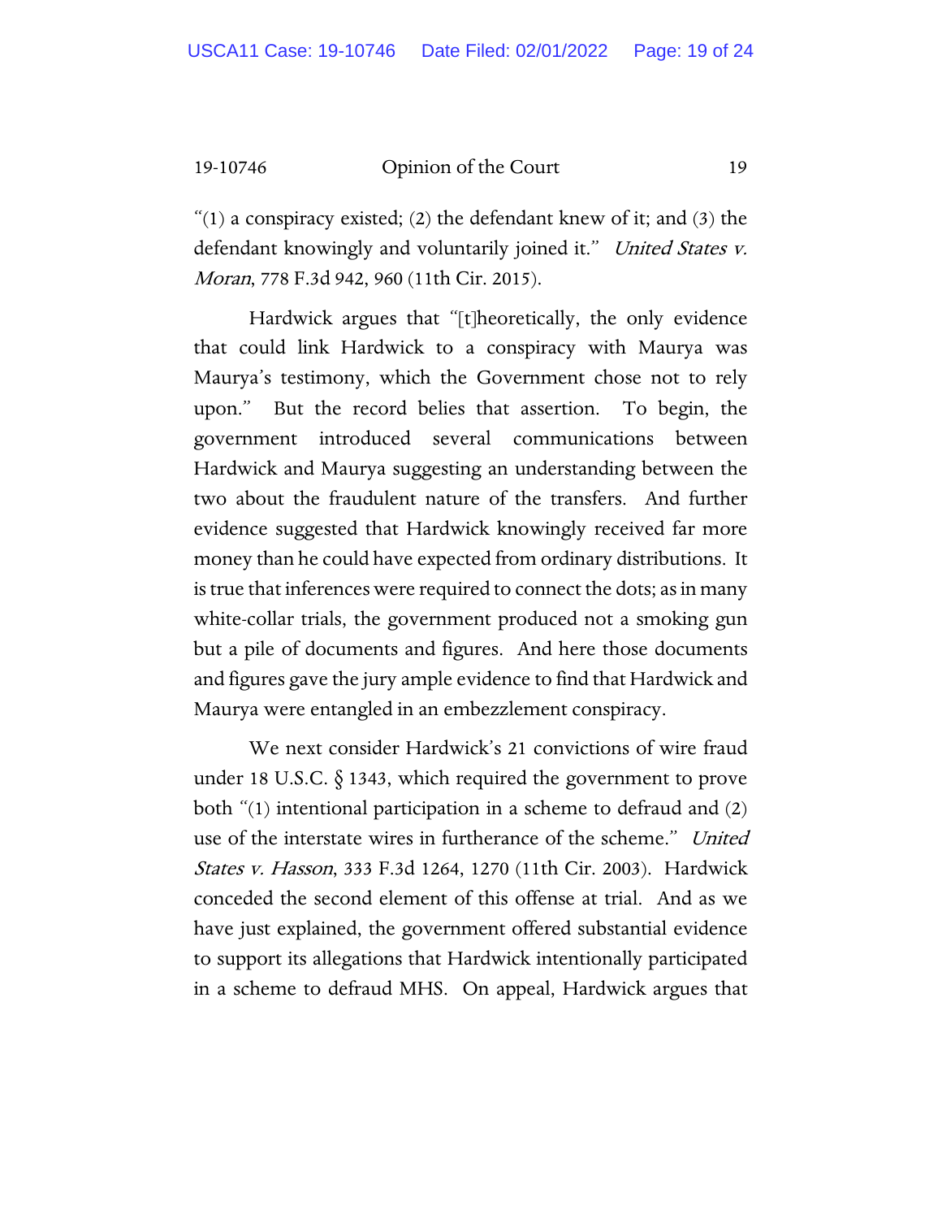"(1) a conspiracy existed; (2) the defendant knew of it; and (3) the defendant knowingly and voluntarily joined it." *United States v. Moran*, 778 F.3d 942, 960 (11th Cir. 2015).

Hardwick argues that "[t]heoretically, the only evidence that could link Hardwick to a conspiracy with Maurya was Maurya's testimony, which the Government chose not to rely upon." But the record belies that assertion. To begin, the government introduced several communications between Hardwick and Maurya suggesting an understanding between the two about the fraudulent nature of the transfers. And further evidence suggested that Hardwick knowingly received far more money than he could have expected from ordinary distributions. It is true that inferences were required to connect the dots; as in many white-collar trials, the government produced not a smoking gun but a pile of documents and figures. And here those documents and figures gave the jury ample evidence to find that Hardwick and Maurya were entangled in an embezzlement conspiracy.

We next consider Hardwick's 21 convictions of wire fraud under 18 U.S.C. § 1343, which required the government to prove both "(1) intentional participation in a scheme to defraud and (2) use of the interstate wires in furtherance of the scheme." *United States v. Hasson*, 333 F.3d 1264, 1270 (11th Cir. 2003). Hardwick conceded the second element of this offense at trial. And as we have just explained, the government offered substantial evidence to support its allegations that Hardwick intentionally participated in a scheme to defraud MHS. On appeal, Hardwick argues that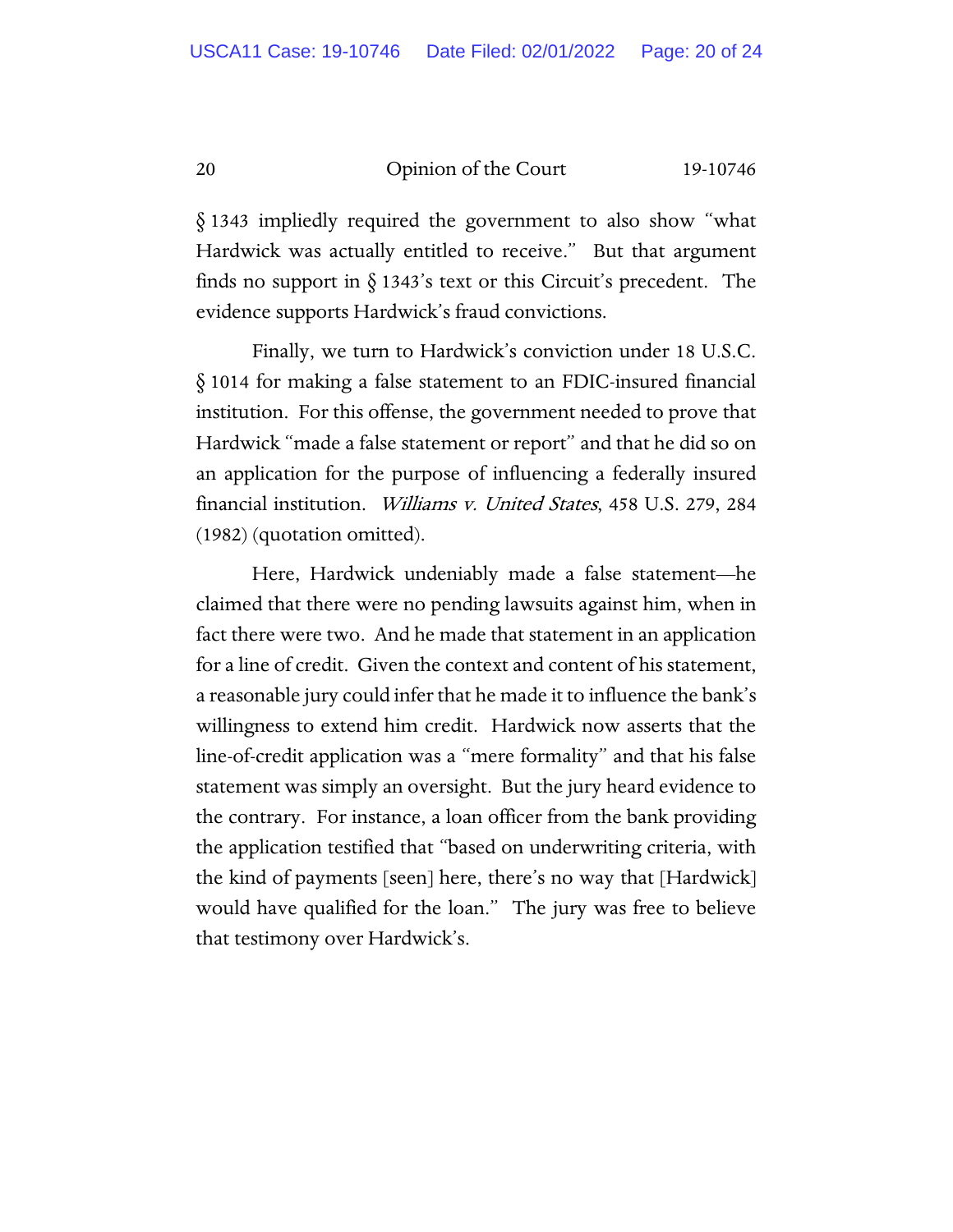§ 1343 impliedly required the government to also show "what Hardwick was actually entitled to receive." But that argument finds no support in § 1343's text or this Circuit's precedent. The evidence supports Hardwick's fraud convictions.

Finally, we turn to Hardwick's conviction under 18 U.S.C. § 1014 for making a false statement to an FDIC-insured financial institution. For this offense, the government needed to prove that Hardwick "made a false statement or report" and that he did so on an application for the purpose of influencing a federally insured financial institution. *Williams v. United States*, 458 U.S. 279, 284 (1982) (quotation omitted).

Here, Hardwick undeniably made a false statement—he claimed that there were no pending lawsuits against him, when in fact there were two. And he made that statement in an application for a line of credit. Given the context and content of his statement, a reasonable jury could infer that he made it to influence the bank's willingness to extend him credit. Hardwick now asserts that the line-of-credit application was a "mere formality" and that his false statement was simply an oversight. But the jury heard evidence to the contrary. For instance, a loan officer from the bank providing the application testified that "based on underwriting criteria, with the kind of payments [seen] here, there's no way that [Hardwick] would have qualified for the loan." The jury was free to believe that testimony over Hardwick's.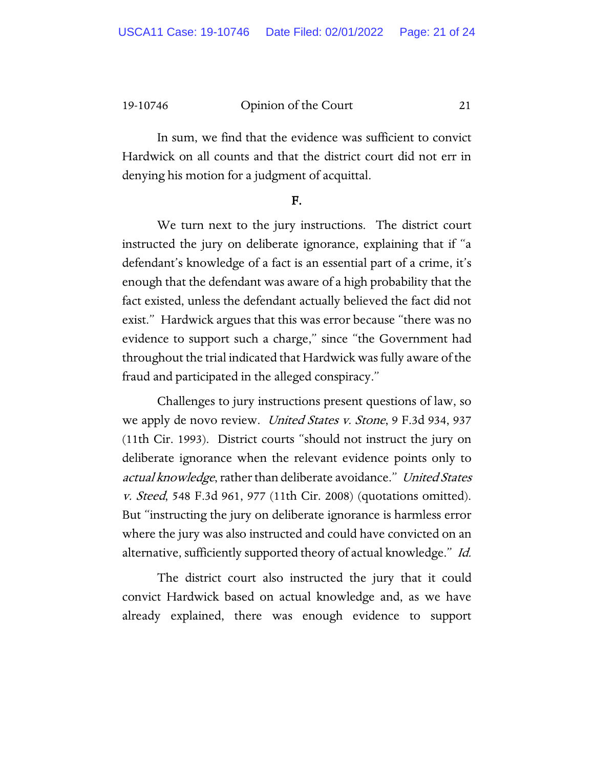In sum, we find that the evidence was sufficient to convict Hardwick on all counts and that the district court did not err in denying his motion for a judgment of acquittal.

**F.**

We turn next to the jury instructions. The district court instructed the jury on deliberate ignorance, explaining that if "a defendant's knowledge of a fact is an essential part of a crime, it's enough that the defendant was aware of a high probability that the fact existed, unless the defendant actually believed the fact did not exist." Hardwick argues that this was error because "there was no evidence to support such a charge," since "the Government had throughout the trial indicated that Hardwick was fully aware of the fraud and participated in the alleged conspiracy."

Challenges to jury instructions present questions of law, so we apply de novo review. *United States v. Stone*, 9 F.3d 934, 937 (11th Cir. 1993). District courts "should not instruct the jury on deliberate ignorance when the relevant evidence points only to *actual knowledge*, rather than deliberate avoidance." *United States v. Steed*, 548 F.3d 961, 977 (11th Cir. 2008) (quotations omitted). But "instructing the jury on deliberate ignorance is harmless error where the jury was also instructed and could have convicted on an alternative, sufficiently supported theory of actual knowledge." *Id.*

The district court also instructed the jury that it could convict Hardwick based on actual knowledge and, as we have already explained, there was enough evidence to support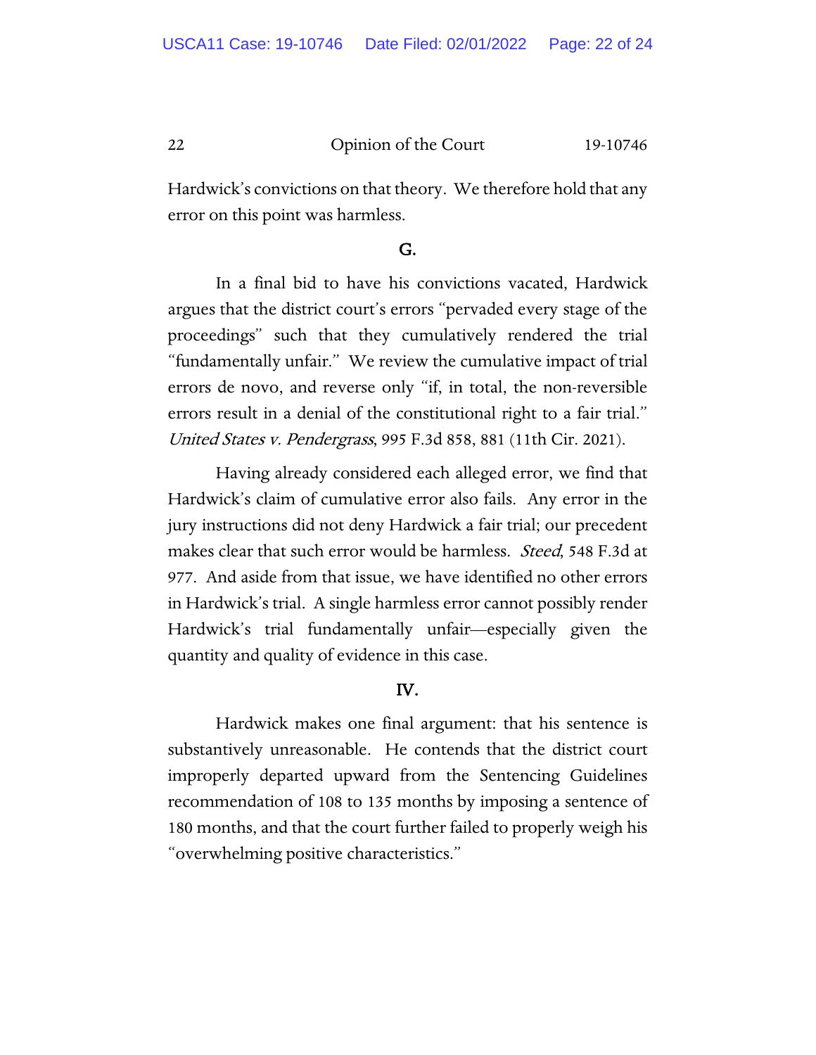Hardwick's convictions on that theory. We therefore hold that any error on this point was harmless.

### G.

In a final bid to have his convictions vacated, Hardwick argues that the district court's errors "pervaded every stage of the proceedings" such that they cumulatively rendered the trial "fundamentally unfair." We review the cumulative impact of trial errors de novo, and reverse only "if, in total, the non-reversible errors result in a denial of the constitutional right to a fair trial." *United States v. Pendergrass*, 995 F.3d 858, 881 (11th Cir. 2021).

Having already considered each alleged error, we find that Hardwick's claim of cumulative error also fails. Any error in the jury instructions did not deny Hardwick a fair trial; our precedent makes clear that such error would be harmless. *Steed*, 548 F.3d at 977. And aside from that issue, we have identified no other errors in Hardwick's trial. A single harmless error cannot possibly render Hardwick's trial fundamentally unfair—especially given the quantity and quality of evidence in this case.

## IV.

Hardwick makes one final argument: that his sentence is substantively unreasonable. He contends that the district court improperly departed upward from the Sentencing Guidelines recommendation of 108 to 135 months by imposing a sentence of 180 months, and that the court further failed to properly weigh his "overwhelming positive characteristics."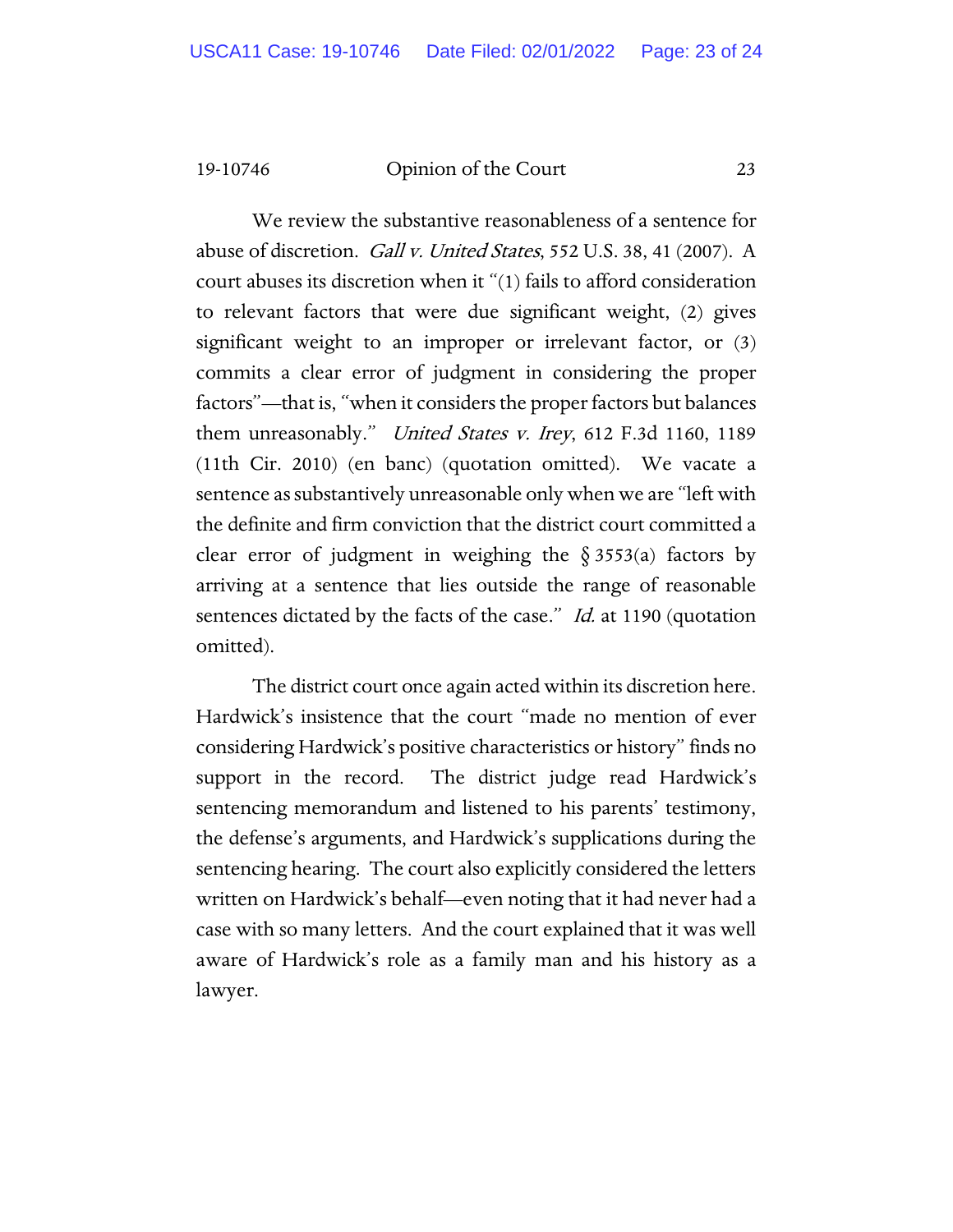We review the substantive reasonableness of a sentence for abuse of discretion. *Gall v. United States*, 552 U.S. 38, 41 (2007). A court abuses its discretion when it "(1) fails to afford consideration to relevant factors that were due significant weight, (2) gives significant weight to an improper or irrelevant factor, or (3) commits a clear error of judgment in considering the proper factors"—that is, "when it considers the proper factors but balances them unreasonably." *United States v. Irey*, 612 F.3d 1160, 1189 (11th Cir. 2010) (en banc) (quotation omitted). We vacate a sentence as substantively unreasonable only when we are "left with the definite and firm conviction that the district court committed a clear error of judgment in weighing the § 3553(a) factors by arriving at a sentence that lies outside the range of reasonable sentences dictated by the facts of the case." *Id.* at 1190 (quotation omitted).

The district court once again acted within its discretion here. Hardwick's insistence that the court "made no mention of ever considering Hardwick's positive characteristics or history" finds no support in the record. The district judge read Hardwick's sentencing memorandum and listened to his parents' testimony, the defense's arguments, and Hardwick's supplications during the sentencing hearing. The court also explicitly considered the letters written on Hardwick's behalf—even noting that it had never had a case with so many letters. And the court explained that it was well aware of Hardwick's role as a family man and his history as a lawyer.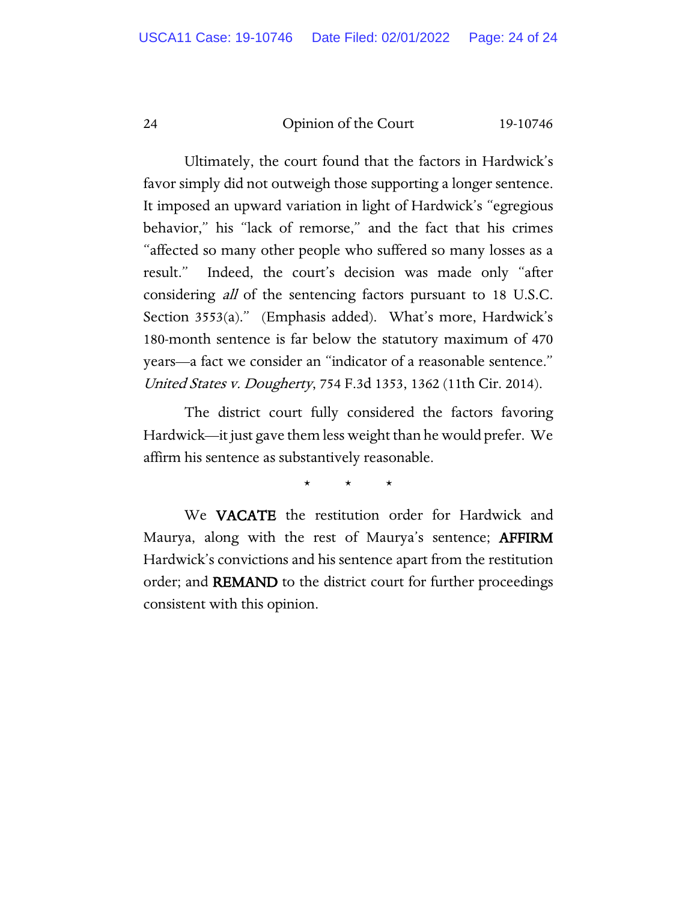Ultimately, the court found that the factors in Hardwick's favor simply did not outweigh those supporting a longer sentence. It imposed an upward variation in light of Hardwick's "egregious behavior," his "lack of remorse," and the fact that his crimes "affected so many other people who suffered so many losses as a result." Indeed, the court's decision was made only "after considering *all* of the sentencing factors pursuant to 18 U.S.C. Section 3553(a)." (Emphasis added). What's more, Hardwick's 180-month sentence is far below the statutory maximum of 470 years—a fact we consider an "indicator of a reasonable sentence." *United States v. Dougherty*, 754 F.3d 1353, 1362 (11th Cir. 2014).

The district court fully considered the factors favoring Hardwick—it just gave them less weight than he would prefer. We affirm his sentence as substantively reasonable.

\* \* \*

We **VACATE** the restitution order for Hardwick and Maurya, along with the rest of Maurya's sentence; **AFFIRM** Hardwick's convictions and his sentence apart from the restitution order; and **REMAND** to the district court for further proceedings consistent with this opinion.